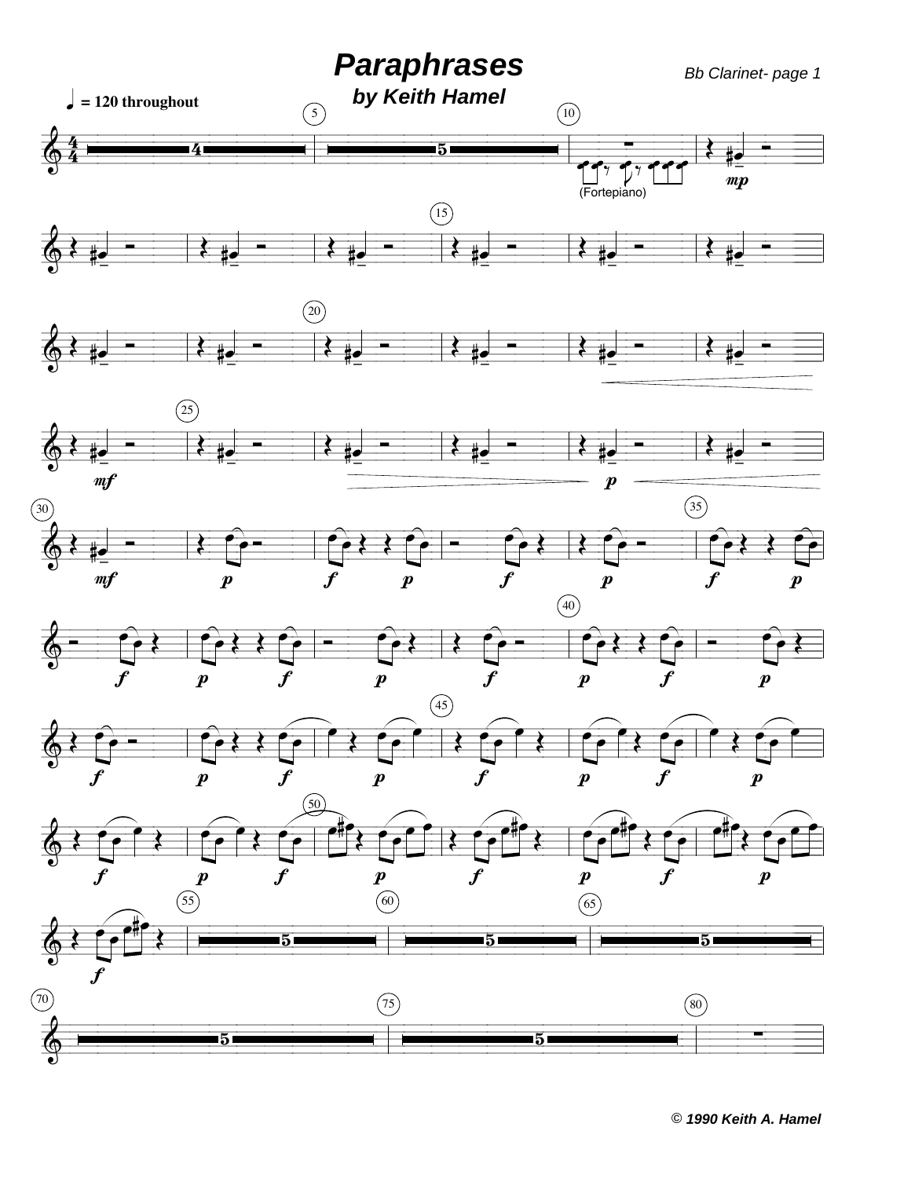# Paraphrases

### by Keith Hamel

*Bb Clarinet- page 1*

♩ = 120 throughout

(Fortepiano)

*© 1990 Keith A. Hamel*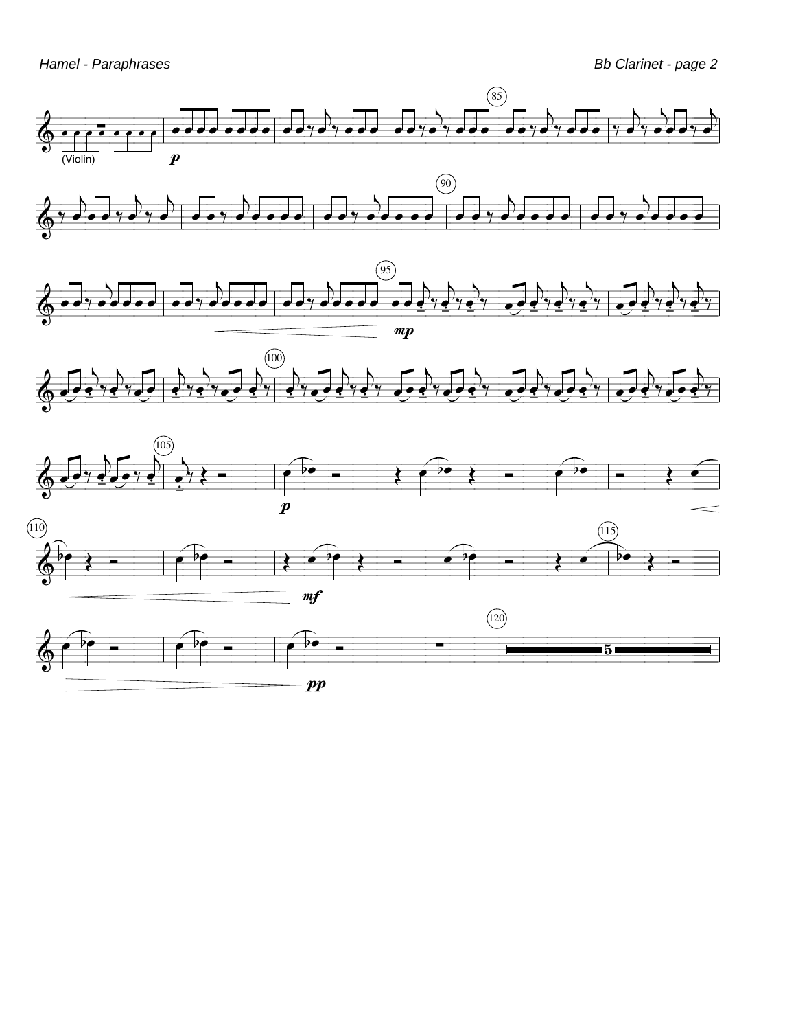(Violin)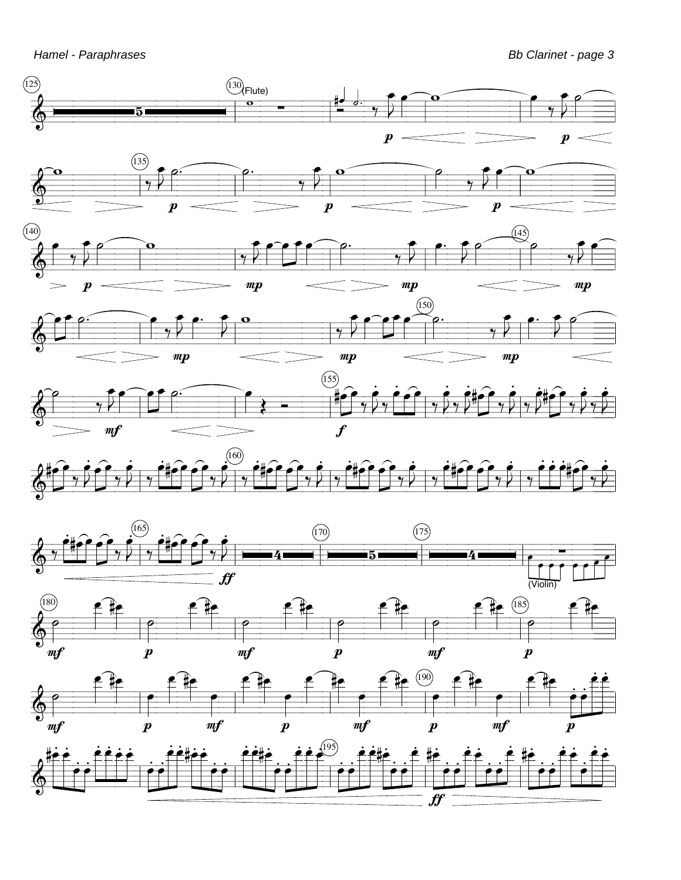(Flute)

(Violin)